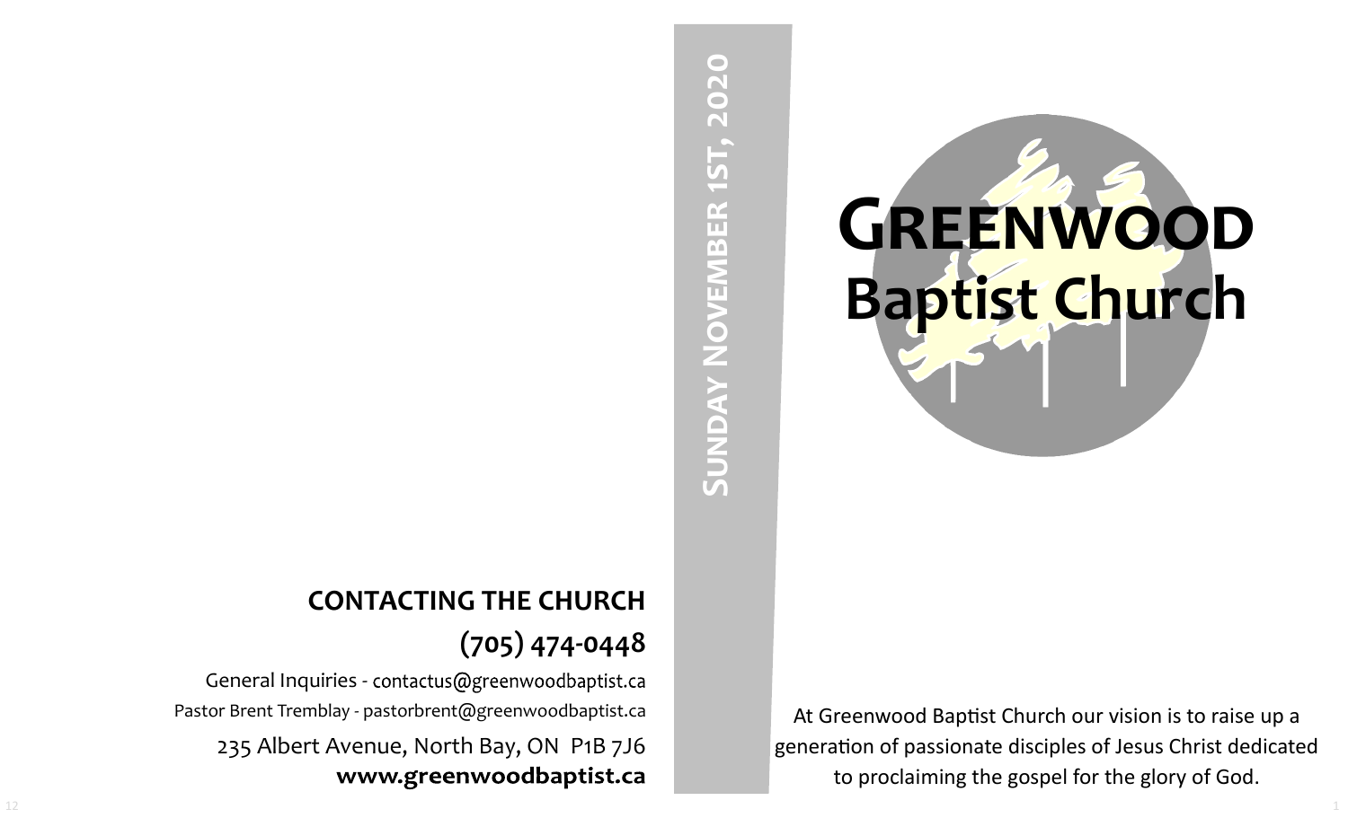## CONTACTING THE CHURCH

## (705) 474-0448

General Inquiries - contactus@greenwoodbaptist.ca

Pastor Brent Tremblay - pastorbrent@greenwoodbaptist.ca

235 Albert Avenue, North Bay, ON  P1B 7J6

**www.greenwoodbaptist.ca**

**Sunday November 1st, 2020**

# Greenwood Baptist Church

At Greenwood Baptist Church our vision is to raise up a generation of passionate disciples of Jesus Christ dedicated to proclaiming the gospel for the glory of God.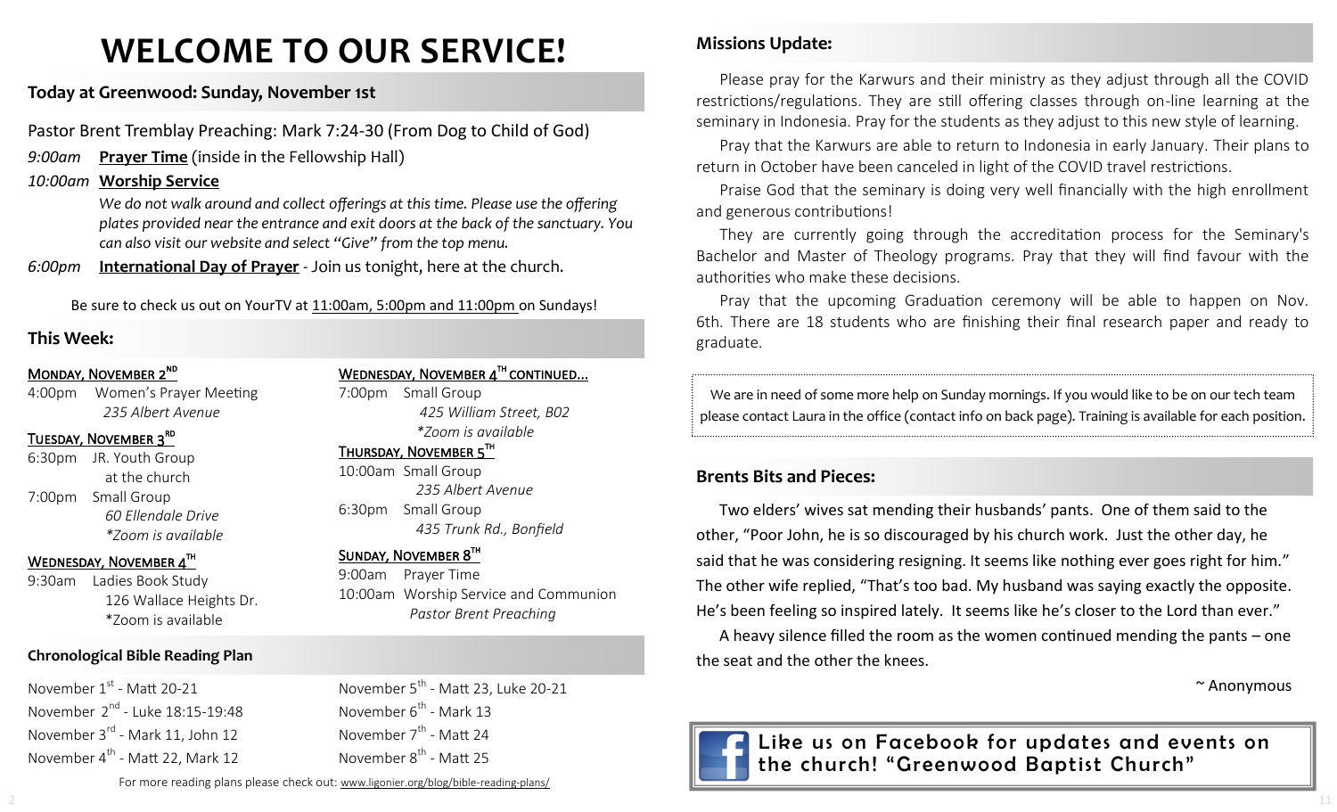# WELCOME TO OUR SERVICE!

## Today at Greenwood: Sunday, November 1st

Pastor Brent Tremblay Preaching: Mark 7:24-30 (From Dog to Child of God)

*9:00am* **Prayer Time** (inside in the Fellowship Hall)

*10:00am* **Worship Service**

*We do not walk around and collect offerings at this time. Please use the offering plates provided near the entrance and exit doors at the back of the sanctuary. You can also visit our website and select "Give" from the top menu.*

*6:00pm* **International Day of Prayer** - Join us tonight, here at the church.

Be sure to check us out on YourTV at 11:00am, 5:00pm and 11:00pm on Sundays!

## This Week:

**Monday, November 2nd**

4:00pm Women's Prayer Meeting
*235 Albert Avenue*

**Tuesday, November 3rd**

6:30pm JR. Youth Group
at the church

7:00pm Small Group
*60 Ellendale Drive*
**Zoom is available*

**Wednesday, November 4th**

9:30am Ladies Book Study
126 Wallace Heights Dr.
*Zoom is available

**Wednesday, November 4th continued...**

7:00pm Small Group
*425 William Street, B02*
**Zoom is available*

**Thursday, November 5th**

10:00am Small Group
*235 Albert Avenue*

6:30pm Small Group
*435 Trunk Rd., Bonfield*

**Sunday, November 8th**

9:00am Prayer Time

10:00am Worship Service and Communion
*Pastor Brent Preaching*

## Chronological Bible Reading Plan

November 1st - Matt 20-21
November 2nd - Luke 18:15-19:48
November 3rd - Mark 11, John 12
November 4th - Matt 22, Mark 12
November 5th - Matt 23, Luke 20-21
November 6th - Mark 13
November 7th - Matt 24
November 8th - Matt 25

For more reading plans please check out: www.ligonier.org/blog/bible-reading-plans/

## Missions Update:

Please pray for the Karwurs and their ministry as they adjust through all the COVID restrictions/regulations. They are still offering classes through on-line learning at the seminary in Indonesia. Pray for the students as they adjust to this new style of learning.

Pray that the Karwurs are able to return to Indonesia in early January. Their plans to return in October have been canceled in light of the COVID travel restrictions.

Praise God that the seminary is doing very well financially with the high enrollment and generous contributions!

They are currently going through the accreditation process for the Seminary's Bachelor and Master of Theology programs. Pray that they will find favour with the authorities who make these decisions.

Pray that the upcoming Graduation ceremony will be able to happen on Nov. 6th. There are 18 students who are finishing their final research paper and ready to graduate.

We are in need of some more help on Sunday mornings. If you would like to be on our tech team please contact Laura in the office (contact info on back page). Training is available for each position.

## Brents Bits and Pieces:

Two elders' wives sat mending their husbands' pants. One of them said to the other, "Poor John, he is so discouraged by his church work. Just the other day, he said that he was considering resigning. It seems like nothing ever goes right for him." The other wife replied, "That's too bad. My husband was saying exactly the opposite. He's been feeling so inspired lately. It seems like he's closer to the Lord than ever."

A heavy silence filled the room as the women continued mending the pants – one the seat and the other the knees.

~ Anonymous

**Like us on Facebook for updates and events on the church! "Greenwood Baptist Church"**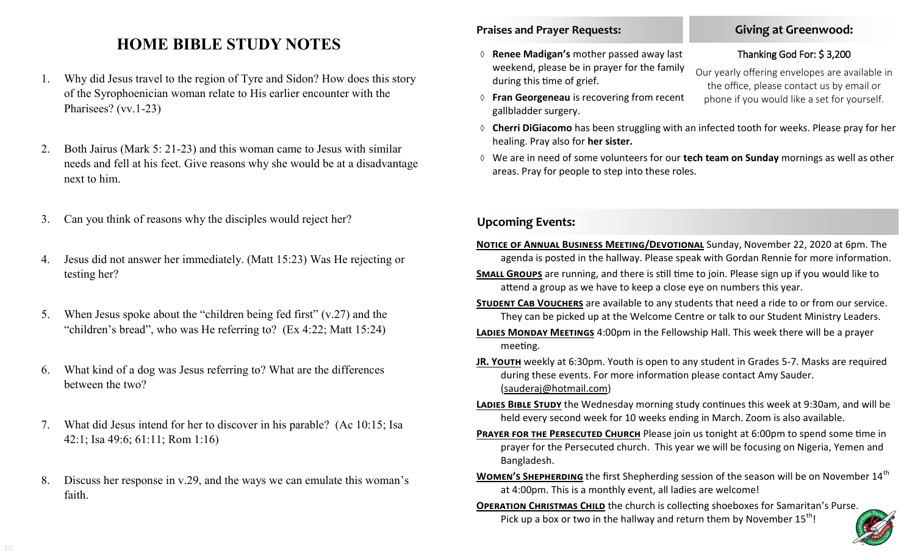# HOME BIBLE STUDY NOTES

1. Why did Jesus travel to the region of Tyre and Sidon? How does this story of the Syrophoenician woman relate to His earlier encounter with the Pharisees? (vv.1-23)

2. Both Jairus (Mark 5: 21-23) and this woman came to Jesus with similar needs and fell at his feet. Give reasons why she would be at a disadvantage next to him.

3. Can you think of reasons why the disciples would reject her?

4. Jesus did not answer her immediately. (Matt 15:23) Was He rejecting or testing her?

5. When Jesus spoke about the "children being fed first" (v.27) and the "children's bread", who was He referring to? (Ex 4:22; Matt 15:24)

6. What kind of a dog was Jesus referring to? What are the differences between the two?

7. What did Jesus intend for her to discover in his parable? (Ac 10:15; Isa 42:1; Isa 49:6; 61:11; Rom 1:16)

8. Discuss her response in v.29, and the ways we can emulate this woman's faith.

## Praises and Prayer Requests:

- **Renee Madigan's** mother passed away last weekend, please be in prayer for the family during this time of grief.
- **Fran Georgeneau** is recovering from recent gallbladder surgery.
- **Cherri DiGiacomo** has been struggling with an infected tooth for weeks. Please pray for her healing. Pray also for **her sister.**
- We are in need of some volunteers for our **tech team on Sunday** mornings as well as other areas. Pray for people to step into these roles.

## Giving at Greenwood:

Thanking God For: $ 3,200

Our yearly offering envelopes are available in the office, please contact us by email or phone if you would like a set for yourself.

## Upcoming Events:

**NOTICE OF ANNUAL BUSINESS MEETING/DEVOTIONAL** Sunday, November 22, 2020 at 6pm. The agenda is posted in the hallway. Please speak with Gordan Rennie for more information.

**SMALL GROUPS** are running, and there is still time to join. Please sign up if you would like to attend a group as we have to keep a close eye on numbers this year.

**STUDENT CAB VOUCHERS** are available to any students that need a ride to or from our service. They can be picked up at the Welcome Centre or talk to our Student Ministry Leaders.

**LADIES MONDAY MEETINGS** 4:00pm in the Fellowship Hall. This week there will be a prayer meeting.

**JR. YOUTH** weekly at 6:30pm. Youth is open to any student in Grades 5-7. Masks are required during these events. For more information please contact Amy Sauder. (sauderaj@hotmail.com)

**LADIES BIBLE STUDY** the Wednesday morning study continues this week at 9:30am, and will be held every second week for 10 weeks ending in March. Zoom is also available.

**PRAYER FOR THE PERSECUTED CHURCH** Please join us tonight at 6:00pm to spend some time in prayer for the Persecuted church. This year we will be focusing on Nigeria, Yemen and Bangladesh.

**WOMEN'S SHEPHERDING** the first Shepherding session of the season will be on November 14th at 4:00pm. This is a monthly event, all ladies are welcome!

**OPERATION CHRISTMAS CHILD** the church is collecting shoeboxes for Samaritan's Purse. Pick up a box or two in the hallway and return them by November 15th!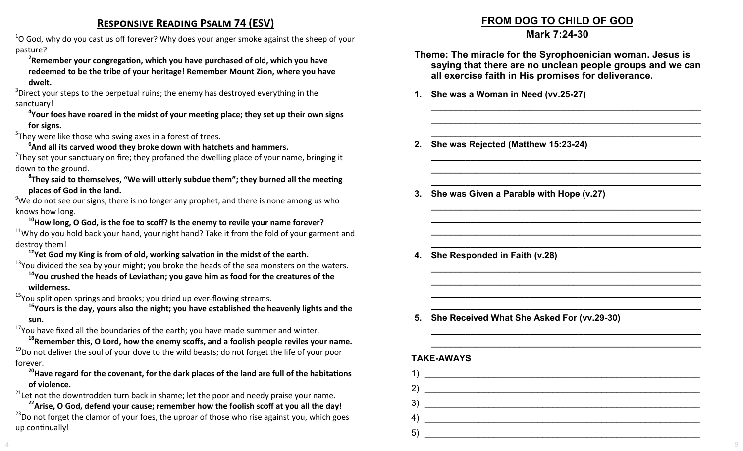## Responsive Reading Psalm 74 (ESV)

[1]O God, why do you cast us off forever? Why does your anger smoke against the sheep of your pasture?

**[2]Remember your congregation, which you have purchased of old, which you have redeemed to be the tribe of your heritage! Remember Mount Zion, where you have dwelt.**

[3]Direct your steps to the perpetual ruins; the enemy has destroyed everything in the sanctuary!

**[4]Your foes have roared in the midst of your meeting place; they set up their own signs for signs.**

[5]They were like those who swing axes in a forest of trees.

**[6]And all its carved wood they broke down with hatchets and hammers.**

[7]They set your sanctuary on fire; they profaned the dwelling place of your name, bringing it down to the ground.

**[8]They said to themselves, "We will utterly subdue them"; they burned all the meeting places of God in the land.**

[9]We do not see our signs; there is no longer any prophet, and there is none among us who knows how long.

**[10]How long, O God, is the foe to scoff? Is the enemy to revile your name forever?**

[11]Why do you hold back your hand, your right hand? Take it from the fold of your garment and destroy them!

**[12]Yet God my King is from of old, working salvation in the midst of the earth.**

[13]You divided the sea by your might; you broke the heads of the sea monsters on the waters.

**[14]You crushed the heads of Leviathan; you gave him as food for the creatures of the wilderness.**

[15]You split open springs and brooks; you dried up ever-flowing streams.

**[16]Yours is the day, yours also the night; you have established the heavenly lights and the sun.**

[17]You have fixed all the boundaries of the earth; you have made summer and winter.

**[18]Remember this, O Lord, how the enemy scoffs, and a foolish people reviles your name.**

[19]Do not deliver the soul of your dove to the wild beasts; do not forget the life of your poor forever.

**[20]Have regard for the covenant, for the dark places of the land are full of the habitations of violence.**

[21]Let not the downtrodden turn back in shame; let the poor and needy praise your name.

**[22]Arise, O God, defend your cause; remember how the foolish scoff at you all the day!**

[23]Do not forget the clamor of your foes, the uproar of those who rise against you, which goes up continually!

## FROM DOG TO CHILD OF GOD

### Mark 7:24-30

**Theme: The miracle for the Syrophoenician woman. Jesus is saying that there are no unclean people groups and we can all exercise faith in His promises for deliverance.**

1. **She was a Woman in Need (vv.25-27)**

   ______________________________________________________
   ______________________________________________________
   ______________________________________________________

2. **She was Rejected (Matthew 15:23-24)**

   ______________________________________________________
   ______________________________________________________
   ______________________________________________________

3. **She was Given a Parable with Hope (v.27)**

   ______________________________________________________
   ______________________________________________________
   ______________________________________________________
   ______________________________________________________

4. **She Responded in Faith (v.28)**

   ______________________________________________________
   ______________________________________________________
   ______________________________________________________
   ______________________________________________________

5. **She Received What She Asked For (vv.29-30)**

   ______________________________________________________
   ______________________________________________________

**TAKE-AWAYS**

1) ______________________________________________________
2) ______________________________________________________
3) ______________________________________________________
4) ______________________________________________________
5) ______________________________________________________